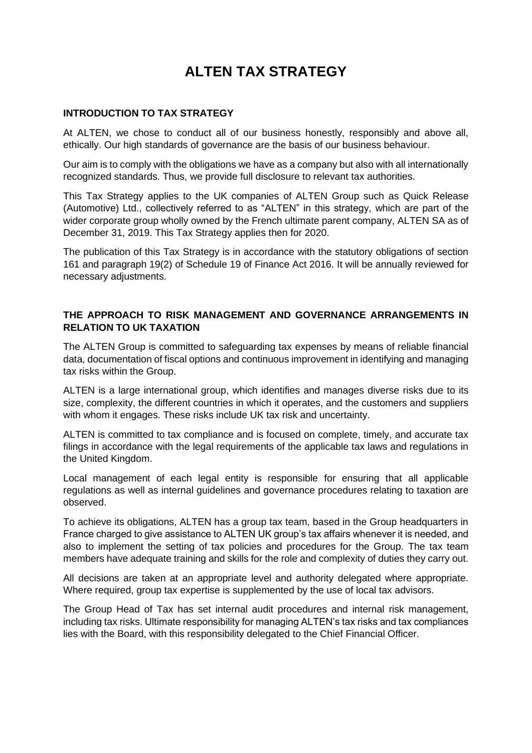# ALTEN TAX STRATEGY

## INTRODUCTION TO TAX STRATEGY

At ALTEN, we chose to conduct all of our business honestly, responsibly and above all, ethically. Our high standards of governance are the basis of our business behaviour.

Our aim is to comply with the obligations we have as a company but also with all internationally recognized standards. Thus, we provide full disclosure to relevant tax authorities.

This Tax Strategy applies to the UK companies of ALTEN Group such as Quick Release (Automotive) Ltd., collectively referred to as "ALTEN" in this strategy, which are part of the wider corporate group wholly owned by the French ultimate parent company, ALTEN SA as of December 31, 2019. This Tax Strategy applies then for 2020.

The publication of this Tax Strategy is in accordance with the statutory obligations of section 161 and paragraph 19(2) of Schedule 19 of Finance Act 2016. It will be annually reviewed for necessary adjustments.

## THE APPROACH TO RISK MANAGEMENT AND GOVERNANCE ARRANGEMENTS IN RELATION TO UK TAXATION

The ALTEN Group is committed to safeguarding tax expenses by means of reliable financial data, documentation of fiscal options and continuous improvement in identifying and managing tax risks within the Group.

ALTEN is a large international group, which identifies and manages diverse risks due to its size, complexity, the different countries in which it operates, and the customers and suppliers with whom it engages. These risks include UK tax risk and uncertainty.

ALTEN is committed to tax compliance and is focused on complete, timely, and accurate tax filings in accordance with the legal requirements of the applicable tax laws and regulations in the United Kingdom.

Local management of each legal entity is responsible for ensuring that all applicable regulations as well as internal guidelines and governance procedures relating to taxation are observed.

To achieve its obligations, ALTEN has a group tax team, based in the Group headquarters in France charged to give assistance to ALTEN UK group's tax affairs whenever it is needed, and also to implement the setting of tax policies and procedures for the Group. The tax team members have adequate training and skills for the role and complexity of duties they carry out.

All decisions are taken at an appropriate level and authority delegated where appropriate. Where required, group tax expertise is supplemented by the use of local tax advisors.

The Group Head of Tax has set internal audit procedures and internal risk management, including tax risks. Ultimate responsibility for managing ALTEN's tax risks and tax compliances lies with the Board, with this responsibility delegated to the Chief Financial Officer.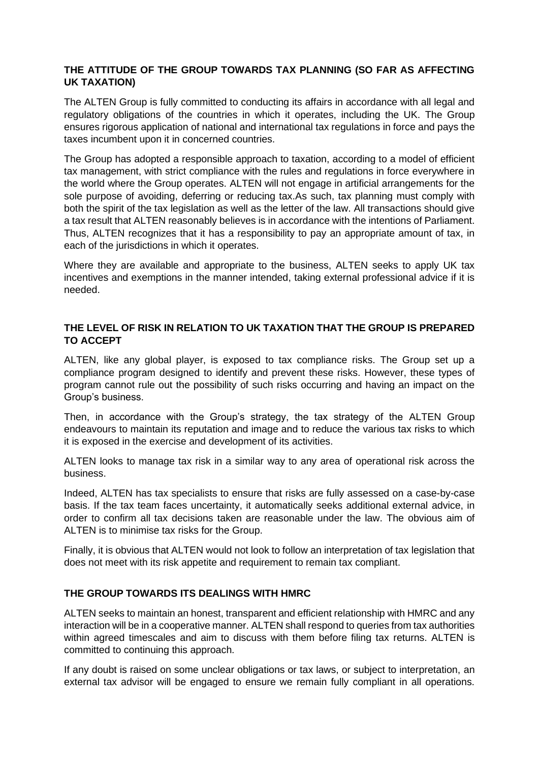## THE ATTITUDE OF THE GROUP TOWARDS TAX PLANNING (SO FAR AS AFFECTING UK TAXATION)

The ALTEN Group is fully committed to conducting its affairs in accordance with all legal and regulatory obligations of the countries in which it operates, including the UK. The Group ensures rigorous application of national and international tax regulations in force and pays the taxes incumbent upon it in concerned countries.

The Group has adopted a responsible approach to taxation, according to a model of efficient tax management, with strict compliance with the rules and regulations in force everywhere in the world where the Group operates. ALTEN will not engage in artificial arrangements for the sole purpose of avoiding, deferring or reducing tax.As such, tax planning must comply with both the spirit of the tax legislation as well as the letter of the law. All transactions should give a tax result that ALTEN reasonably believes is in accordance with the intentions of Parliament. Thus, ALTEN recognizes that it has a responsibility to pay an appropriate amount of tax, in each of the jurisdictions in which it operates.

Where they are available and appropriate to the business, ALTEN seeks to apply UK tax incentives and exemptions in the manner intended, taking external professional advice if it is needed.

## THE LEVEL OF RISK IN RELATION TO UK TAXATION THAT THE GROUP IS PREPARED TO ACCEPT

ALTEN, like any global player, is exposed to tax compliance risks. The Group set up a compliance program designed to identify and prevent these risks. However, these types of program cannot rule out the possibility of such risks occurring and having an impact on the Group's business.

Then, in accordance with the Group's strategy, the tax strategy of the ALTEN Group endeavours to maintain its reputation and image and to reduce the various tax risks to which it is exposed in the exercise and development of its activities.

ALTEN looks to manage tax risk in a similar way to any area of operational risk across the business.

Indeed, ALTEN has tax specialists to ensure that risks are fully assessed on a case-by-case basis. If the tax team faces uncertainty, it automatically seeks additional external advice, in order to confirm all tax decisions taken are reasonable under the law. The obvious aim of ALTEN is to minimise tax risks for the Group.

Finally, it is obvious that ALTEN would not look to follow an interpretation of tax legislation that does not meet with its risk appetite and requirement to remain tax compliant.

## THE GROUP TOWARDS ITS DEALINGS WITH HMRC

ALTEN seeks to maintain an honest, transparent and efficient relationship with HMRC and any interaction will be in a cooperative manner. ALTEN shall respond to queries from tax authorities within agreed timescales and aim to discuss with them before filing tax returns. ALTEN is committed to continuing this approach.

If any doubt is raised on some unclear obligations or tax laws, or subject to interpretation, an external tax advisor will be engaged to ensure we remain fully compliant in all operations.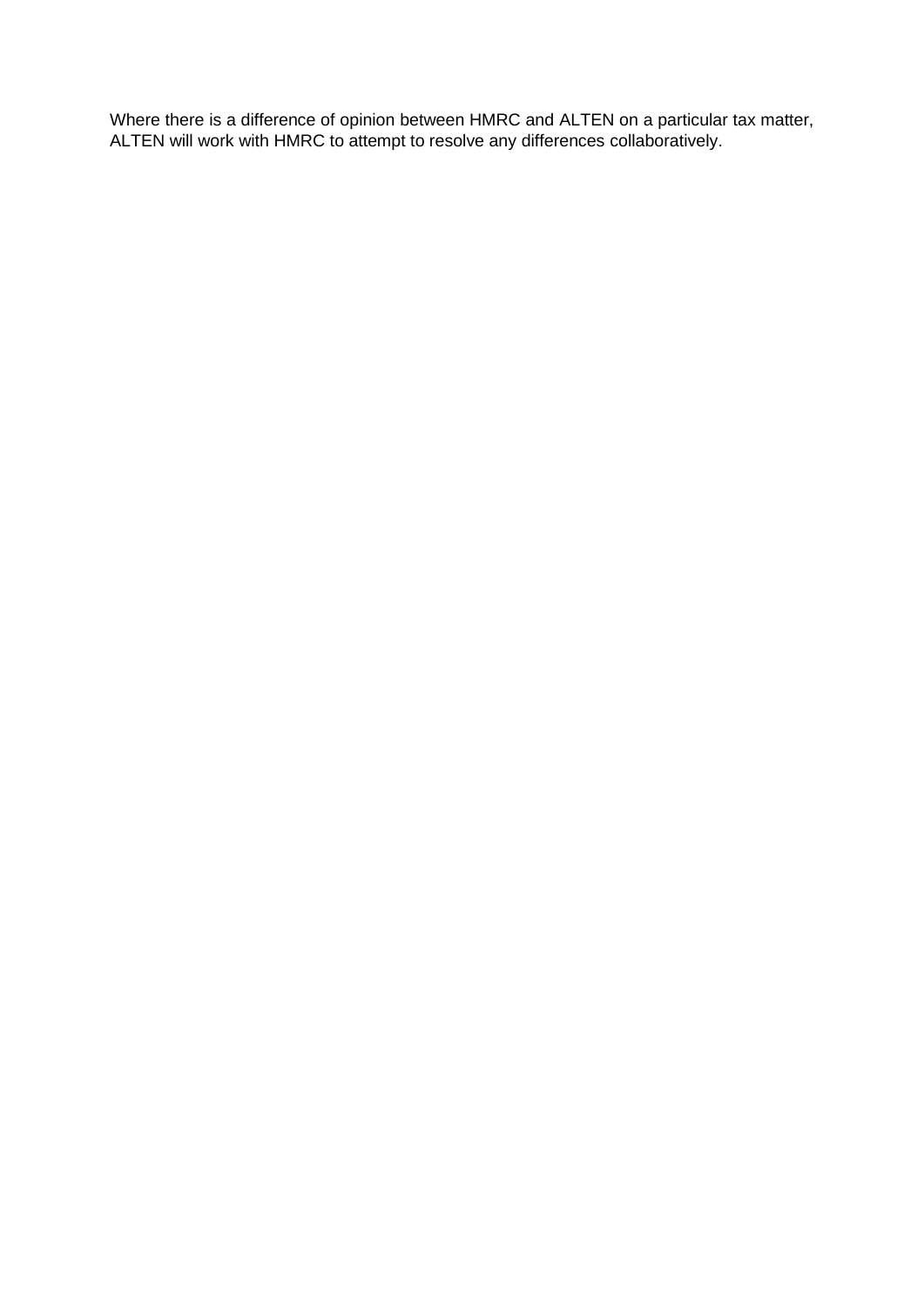Where there is a difference of opinion between HMRC and ALTEN on a particular tax matter, ALTEN will work with HMRC to attempt to resolve any differences collaboratively.